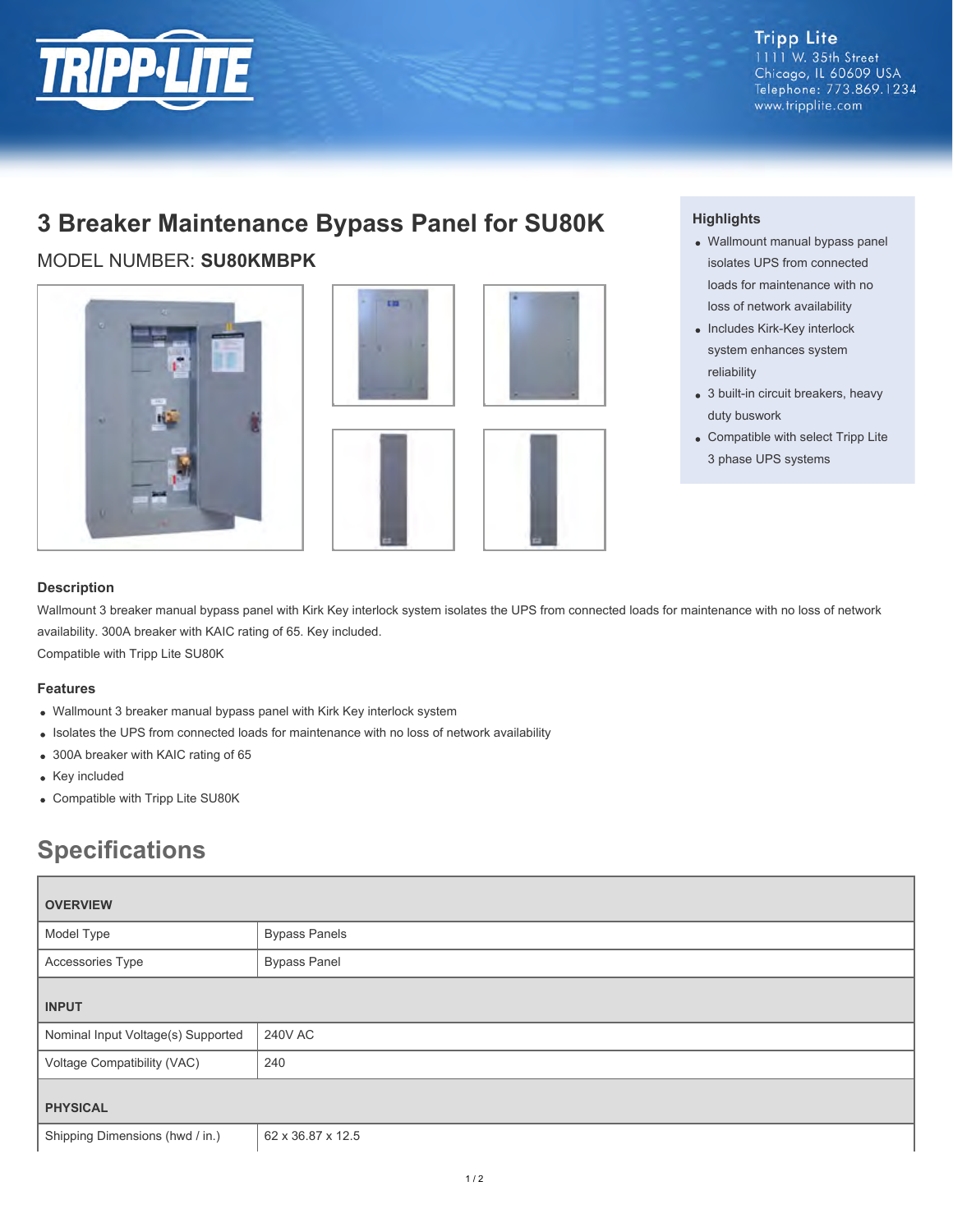Tripp Lite
1111 W. 35th Street
Chicago, IL 60609 USA
Telephone: 773.869.1234
www.tripplite.com

# 3 Breaker Maintenance Bypass Panel for SU80K

MODEL NUMBER: **SU80KMBPK**

### Highlights

- Wallmount manual bypass panel isolates UPS from connected loads for maintenance with no loss of network availability
- Includes Kirk-Key interlock system enhances system reliability
- 3 built-in circuit breakers, heavy duty buswork
- Compatible with select Tripp Lite 3 phase UPS systems

### Description

Wallmount 3 breaker manual bypass panel with Kirk Key interlock system isolates the UPS from connected loads for maintenance with no loss of network availability. 300A breaker with KAIC rating of 65. Key included.
Compatible with Tripp Lite SU80K

### Features

- Wallmount 3 breaker manual bypass panel with Kirk Key interlock system
- Isolates the UPS from connected loads for maintenance with no loss of network availability
- 300A breaker with KAIC rating of 65
- Key included
- Compatible with Tripp Lite SU80K

## Specifications

| OVERVIEW | |
|---|---|
| Model Type | Bypass Panels |
| Accessories Type | Bypass Panel |
| **INPUT** | |
| Nominal Input Voltage(s) Supported | 240V AC |
| Voltage Compatibility (VAC) | 240 |
| **PHYSICAL** | |
| Shipping Dimensions (hwd / in.) | 62 x 36.87 x 12.5 |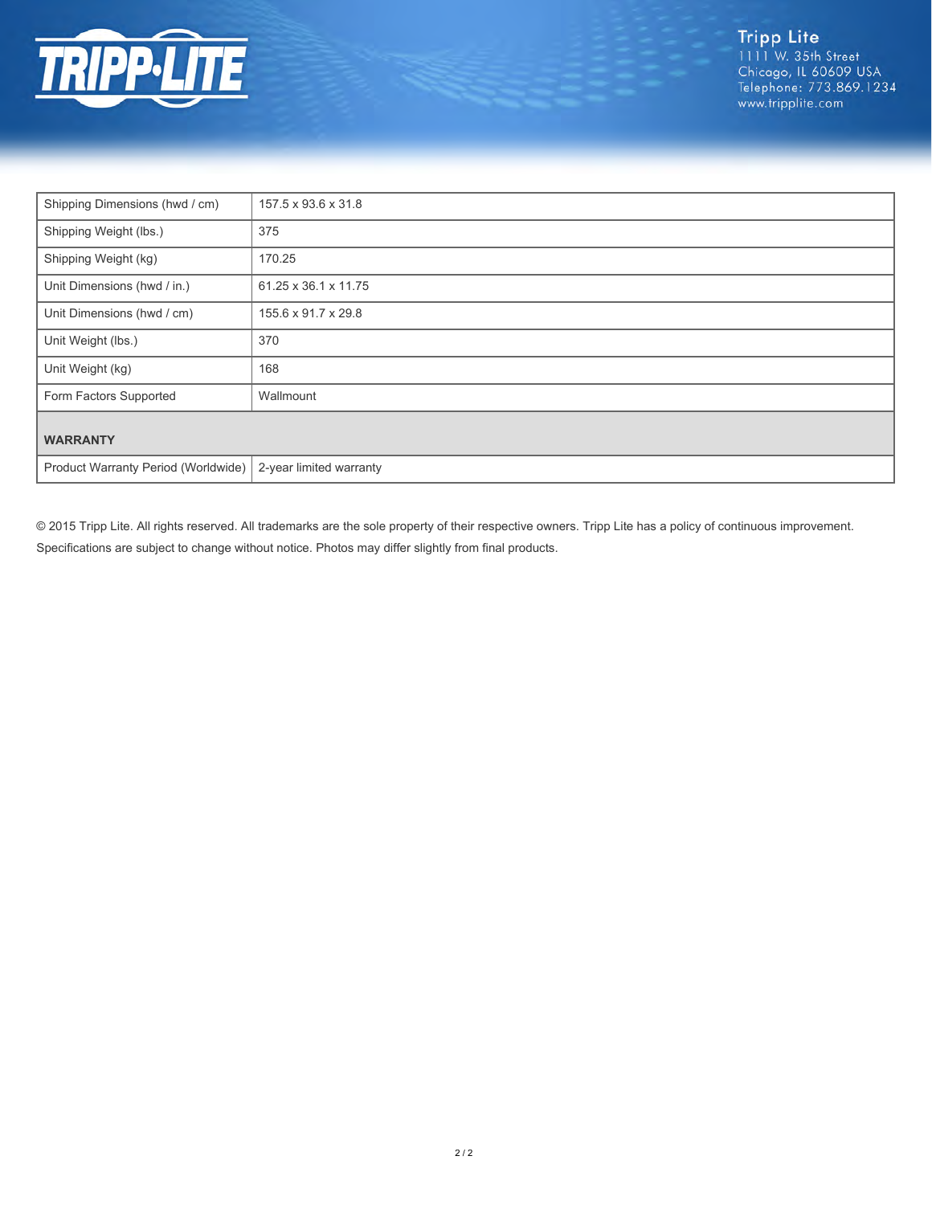| | |
|---|---|
| Shipping Dimensions (hwd / cm) | 157.5 x 93.6 x 31.8 |
| Shipping Weight (lbs.) | 375 |
| Shipping Weight (kg) | 170.25 |
| Unit Dimensions (hwd / in.) | 61.25 x 36.1 x 11.75 |
| Unit Dimensions (hwd / cm) | 155.6 x 91.7 x 29.8 |
| Unit Weight (lbs.) | 370 |
| Unit Weight (kg) | 168 |
| Form Factors Supported | Wallmount |
| **WARRANTY** | |
| Product Warranty Period (Worldwide) | 2-year limited warranty |

© 2015 Tripp Lite. All rights reserved. All trademarks are the sole property of their respective owners. Tripp Lite has a policy of continuous improvement. Specifications are subject to change without notice. Photos may differ slightly from final products.